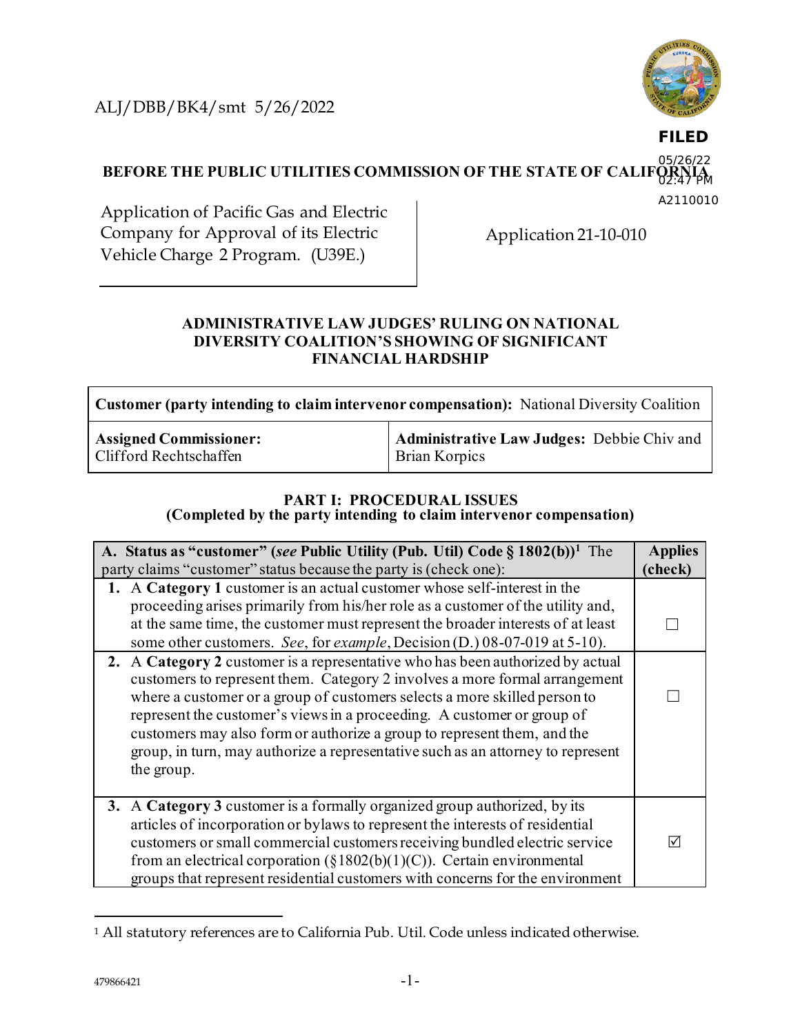ALJ/DBB/BK4/smt 5/26/2022

**FILED**
05/26/22
02:47 PM
A2110010

**BEFORE THE PUBLIC UTILITIES COMMISSION OF THE STATE OF CALIFORNIA**

| Application of Pacific Gas and Electric Company for Approval of its Electric Vehicle Charge 2 Program. (U39E.) | Application 21-10-010 |
|---|---|

## ADMINISTRATIVE LAW JUDGES' RULING ON NATIONAL DIVERSITY COALITION'S SHOWING OF SIGNIFICANT FINANCIAL HARDSHIP

| **Customer (party intending to claim intervenor compensation):** National Diversity Coalition | |
|---|---|
| **Assigned Commissioner:** Clifford Rechtschaffen | **Administrative Law Judges:** Debbie Chiv and Brian Korpics |

### PART I: PROCEDURAL ISSUES
**(Completed by the party intending to claim intervenor compensation)**

| **A. Status as "customer" (*see* Public Utility (Pub. Util) Code § 1802(b))[1]** The party claims "customer" status because the party is (check one): | **Applies (check)** |
|---|---|
| **1.** A **Category 1** customer is an actual customer whose self-interest in the proceeding arises primarily from his/her role as a customer of the utility and, at the same time, the customer must represent the broader interests of at least some other customers. *See*, for *example*, Decision (D.) 08-07-019 at 5-10). | ☐ |
| **2.** A **Category 2** customer is a representative who has been authorized by actual customers to represent them. Category 2 involves a more formal arrangement where a customer or a group of customers selects a more skilled person to represent the customer's views in a proceeding. A customer or group of customers may also form or authorize a group to represent them, and the group, in turn, may authorize a representative such as an attorney to represent the group. | ☐ |
| **3.** A **Category 3** customer is a formally organized group authorized, by its articles of incorporation or bylaws to represent the interests of residential customers or small commercial customers receiving bundled electric service from an electrical corporation (§1802(b)(1)(C)). Certain environmental groups that represent residential customers with concerns for the environment | ☑ |

[1] All statutory references are to California Pub. Util. Code unless indicated otherwise.

479866421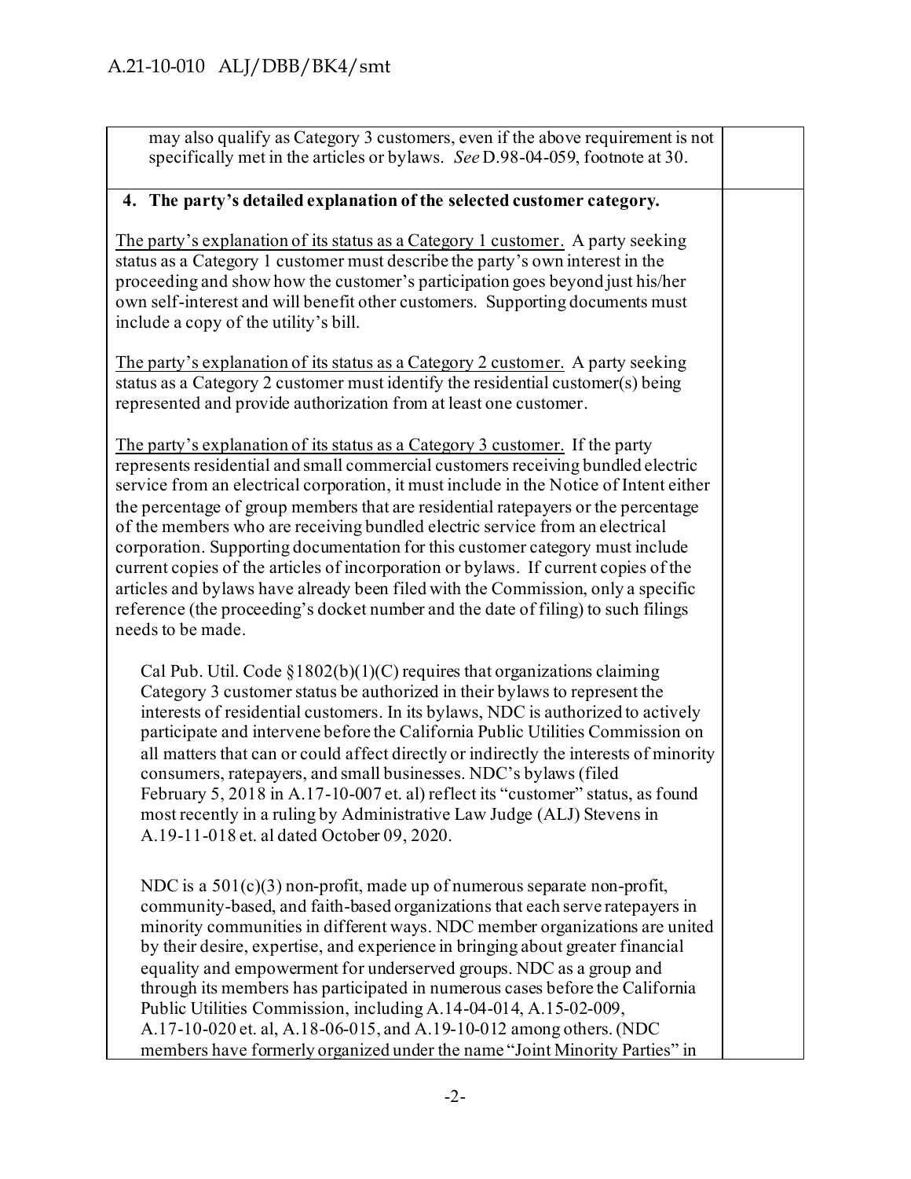| | |
|---|---|
| may also qualify as Category 3 customers, even if the above requirement is not specifically met in the articles or bylaws. *See* D.98-04-059, footnote at 30. | |
| **4. The party's detailed explanation of the selected customer category.**<br><br><u>The party's explanation of its status as a Category 1 customer.</u> A party seeking status as a Category 1 customer must describe the party's own interest in the proceeding and show how the customer's participation goes beyond just his/her own self-interest and will benefit other customers. Supporting documents must include a copy of the utility's bill.<br><br><u>The party's explanation of its status as a Category 2 customer.</u> A party seeking status as a Category 2 customer must identify the residential customer(s) being represented and provide authorization from at least one customer.<br><br><u>The party's explanation of its status as a Category 3 customer.</u> If the party represents residential and small commercial customers receiving bundled electric service from an electrical corporation, it must include in the Notice of Intent either the percentage of group members that are residential ratepayers or the percentage of the members who are receiving bundled electric service from an electrical corporation. Supporting documentation for this customer category must include current copies of the articles of incorporation or bylaws. If current copies of the articles and bylaws have already been filed with the Commission, only a specific reference (the proceeding's docket number and the date of filing) to such filings needs to be made.<br><br>Cal Pub. Util. Code §1802(b)(1)(C) requires that organizations claiming Category 3 customer status be authorized in their bylaws to represent the interests of residential customers. In its bylaws, NDC is authorized to actively participate and intervene before the California Public Utilities Commission on all matters that can or could affect directly or indirectly the interests of minority consumers, ratepayers, and small businesses. NDC's bylaws (filed February 5, 2018 in A.17-10-007 et. al) reflect its "customer" status, as found most recently in a ruling by Administrative Law Judge (ALJ) Stevens in A.19-11-018 et. al dated October 09, 2020.<br><br>NDC is a 501(c)(3) non-profit, made up of numerous separate non-profit, community-based, and faith-based organizations that each serve ratepayers in minority communities in different ways. NDC member organizations are united by their desire, expertise, and experience in bringing about greater financial equality and empowerment for underserved groups. NDC as a group and through its members has participated in numerous cases before the California Public Utilities Commission, including A.14-04-014, A.15-02-009, A.17-10-020 et. al, A.18-06-015, and A.19-10-012 among others. (NDC members have formerly organized under the name "Joint Minority Parties" in | |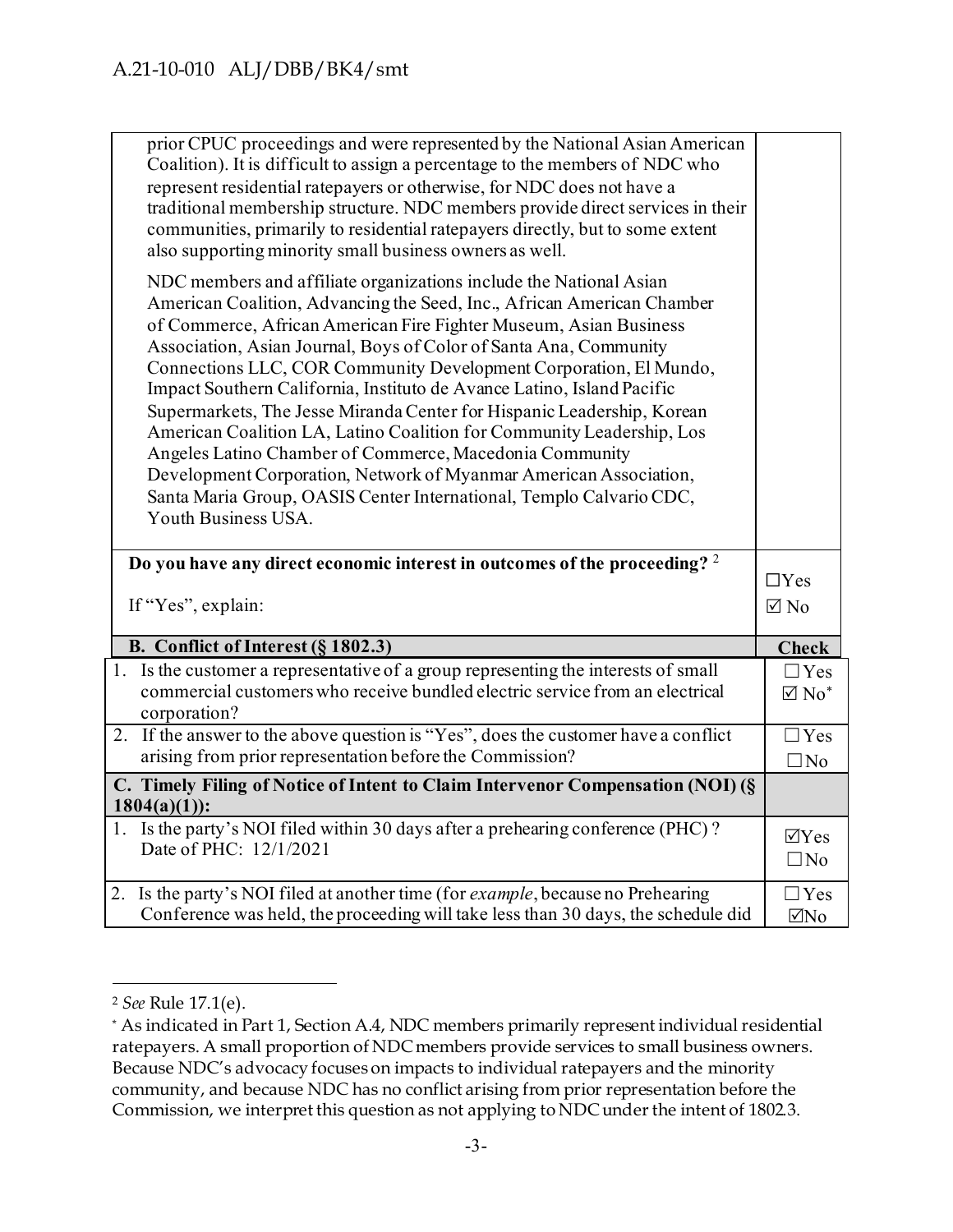| | |
|---|---|
| prior CPUC proceedings and were represented by the National Asian American Coalition). It is difficult to assign a percentage to the members of NDC who represent residential ratepayers or otherwise, for NDC does not have a traditional membership structure. NDC members provide direct services in their communities, primarily to residential ratepayers directly, but to some extent also supporting minority small business owners as well.<br><br>NDC members and affiliate organizations include the National Asian American Coalition, Advancing the Seed, Inc., African American Chamber of Commerce, African American Fire Fighter Museum, Asian Business Association, Asian Journal, Boys of Color of Santa Ana, Community Connections LLC, COR Community Development Corporation, El Mundo, Impact Southern California, Instituto de Avance Latino, Island Pacific Supermarkets, The Jesse Miranda Center for Hispanic Leadership, Korean American Coalition LA, Latino Coalition for Community Leadership, Los Angeles Latino Chamber of Commerce, Macedonia Community Development Corporation, Network of Myanmar American Association, Santa Maria Group, OASIS Center International, Templo Calvario CDC, Youth Business USA. | |
| **Do you have any direct economic interest in outcomes of the proceeding?** [2]<br><br>If "Yes", explain: | ☐Yes<br>☑ No |
| **B. Conflict of Interest (§ 1802.3)** | **Check** |
| 1. Is the customer a representative of a group representing the interests of small commercial customers who receive bundled electric service from an electrical corporation? | ☐Yes<br>☑ No[*] |
| 2. If the answer to the above question is "Yes", does the customer have a conflict arising from prior representation before the Commission? | ☐Yes<br>☐No |
| **C. Timely Filing of Notice of Intent to Claim Intervenor Compensation (NOI) (§ 1804(a)(1)):** | |
| 1. Is the party's NOI filed within 30 days after a prehearing conference (PHC)? Date of PHC: 12/1/2021 | ☑Yes<br>☐No |
| 2. Is the party's NOI filed at another time (for *example*, because no Prehearing Conference was held, the proceeding will take less than 30 days, the schedule did | ☐Yes<br>☑No |

[2] *See* Rule 17.1(e).

[*] As indicated in Part 1, Section A.4, NDC members primarily represent individual residential ratepayers. A small proportion of NDC members provide services to small business owners. Because NDC's advocacy focuses on impacts to individual ratepayers and the minority community, and because NDC has no conflict arising from prior representation before the Commission, we interpret this question as not applying to NDC under the intent of 1802.3.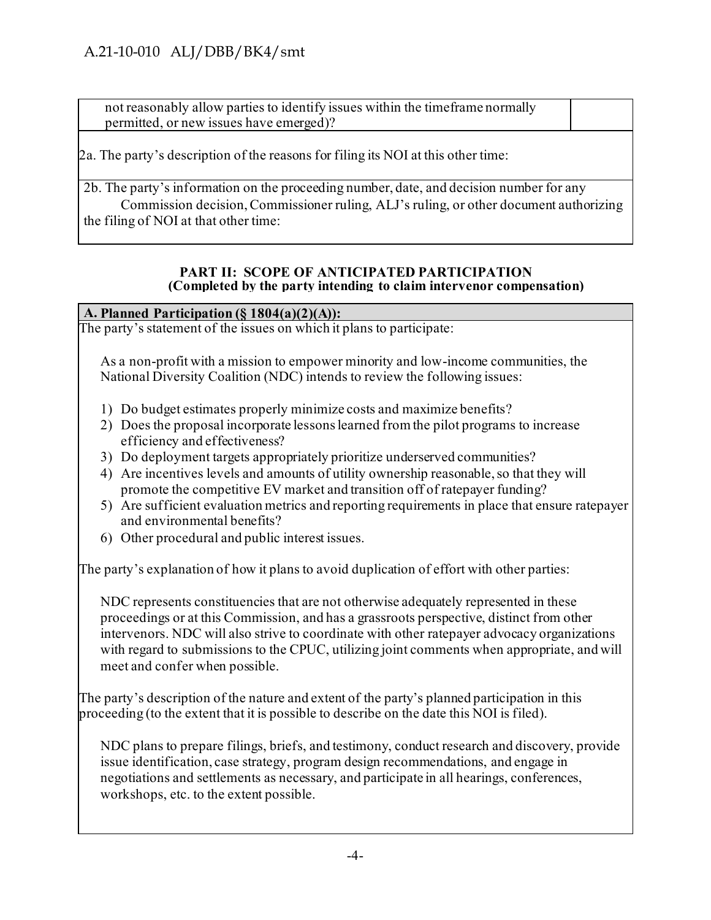| not reasonably allow parties to identify issues within the timeframe normally permitted, or new issues have emerged)? | |
|---|---|

2a. The party's description of the reasons for filing its NOI at this other time:

2b. The party's information on the proceeding number, date, and decision number for any Commission decision, Commissioner ruling, ALJ's ruling, or other document authorizing the filing of NOI at that other time:

## PART II: SCOPE OF ANTICIPATED PARTICIPATION
### (Completed by the party intending to claim intervenor compensation)

**A. Planned Participation (§ 1804(a)(2)(A)):**

The party's statement of the issues on which it plans to participate:

As a non-profit with a mission to empower minority and low-income communities, the National Diversity Coalition (NDC) intends to review the following issues:

1) Do budget estimates properly minimize costs and maximize benefits?
2) Does the proposal incorporate lessons learned from the pilot programs to increase efficiency and effectiveness?
3) Do deployment targets appropriately prioritize underserved communities?
4) Are incentives levels and amounts of utility ownership reasonable, so that they will promote the competitive EV market and transition off of ratepayer funding?
5) Are sufficient evaluation metrics and reporting requirements in place that ensure ratepayer and environmental benefits?
6) Other procedural and public interest issues.

The party's explanation of how it plans to avoid duplication of effort with other parties:

NDC represents constituencies that are not otherwise adequately represented in these proceedings or at this Commission, and has a grassroots perspective, distinct from other intervenors. NDC will also strive to coordinate with other ratepayer advocacy organizations with regard to submissions to the CPUC, utilizing joint comments when appropriate, and will meet and confer when possible.

The party's description of the nature and extent of the party's planned participation in this proceeding (to the extent that it is possible to describe on the date this NOI is filed).

NDC plans to prepare filings, briefs, and testimony, conduct research and discovery, provide issue identification, case strategy, program design recommendations, and engage in negotiations and settlements as necessary, and participate in all hearings, conferences, workshops, etc. to the extent possible.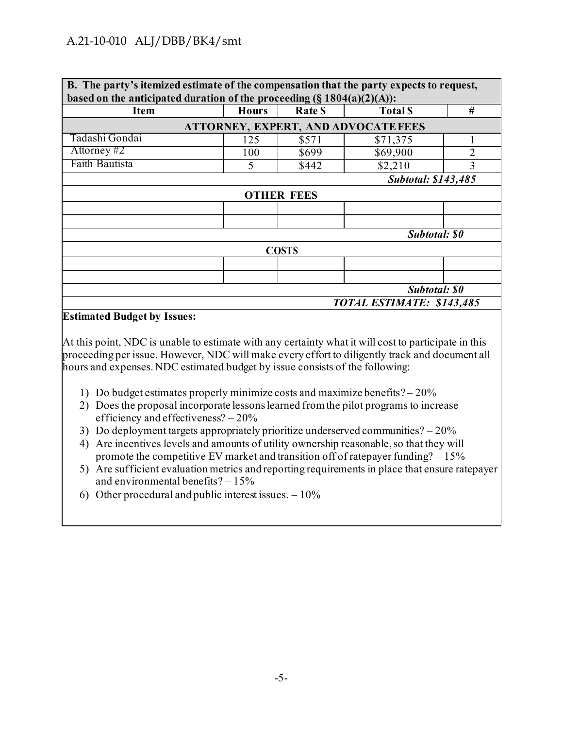| B. The party's itemized estimate of the compensation that the party expects to request, based on the anticipated duration of the proceeding (§ 1804(a)(2)(A)): | | | | |
|---|---|---|---|---|
| **Item** | **Hours** | **Rate $** | **Total $** | **#** |
| **ATTORNEY, EXPERT, AND ADVOCATE FEES** | | | | |
| Tadashi Gondai | 125 | $571 | $71,375 | 1 |
| Attorney #2 | 100 | $699 | $69,900 | 2 |
| Faith Bautista | 5 | $442 | $2,210 | 3 |
| | | | ***Subtotal: $143,485*** | |
| **OTHER FEES** | | | | |
| | | | | |
| | | | | |
| | | | ***Subtotal: $0*** | |
| **COSTS** | | | | |
| | | | | |
| | | | | |
| | | | ***Subtotal: $0*** | |
| | | | ***TOTAL ESTIMATE: $143,485*** | |

**Estimated Budget by Issues:**

At this point, NDC is unable to estimate with any certainty what it will cost to participate in this proceeding per issue. However, NDC will make every effort to diligently track and document all hours and expenses. NDC estimated budget by issue consists of the following:

1) Do budget estimates properly minimize costs and maximize benefits? – 20%
2) Does the proposal incorporate lessons learned from the pilot programs to increase efficiency and effectiveness? – 20%
3) Do deployment targets appropriately prioritize underserved communities? – 20%
4) Are incentives levels and amounts of utility ownership reasonable, so that they will promote the competitive EV market and transition off of ratepayer funding? – 15%
5) Are sufficient evaluation metrics and reporting requirements in place that ensure ratepayer and environmental benefits? – 15%
6) Other procedural and public interest issues. – 10%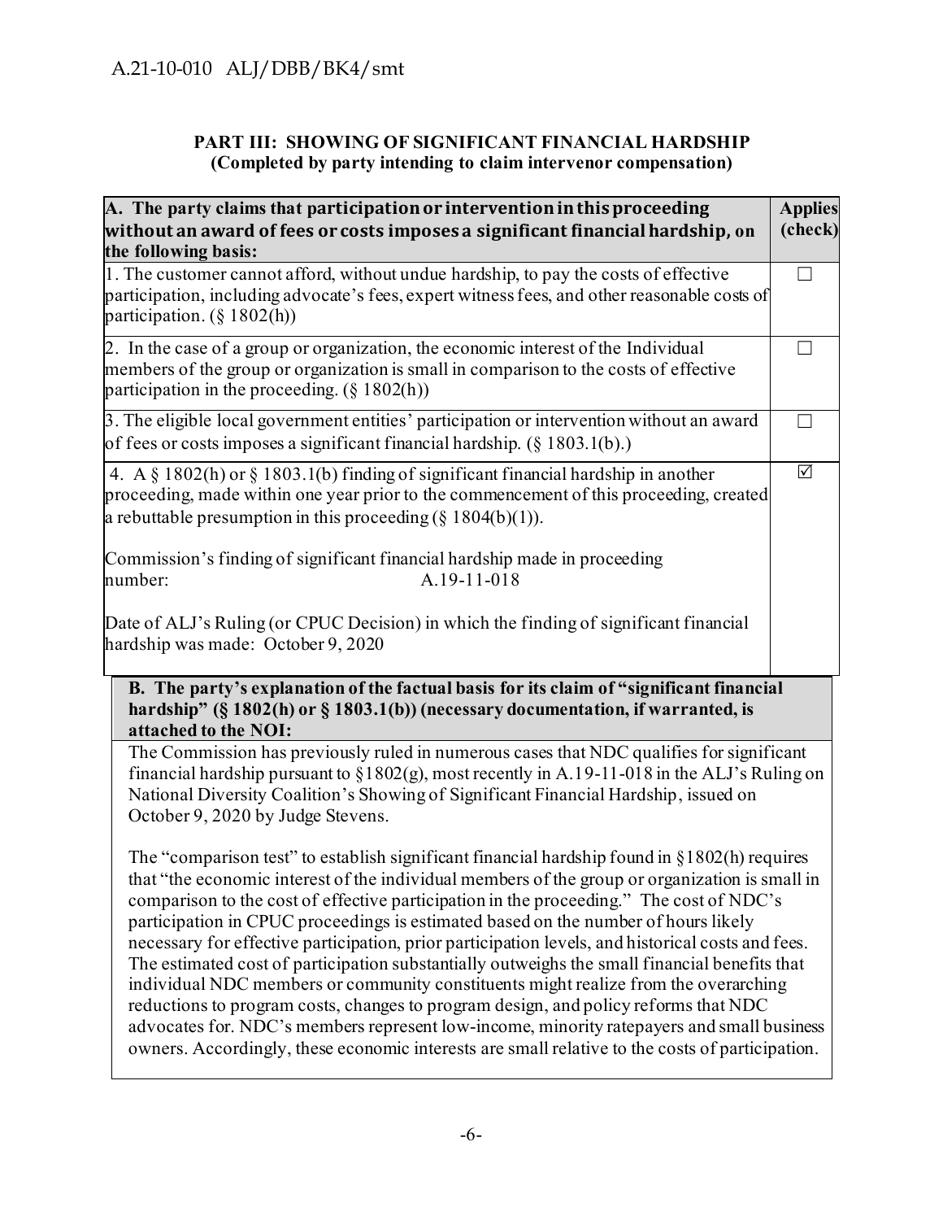**PART III: SHOWING OF SIGNIFICANT FINANCIAL HARDSHIP**
**(Completed by party intending to claim intervenor compensation)**

| A. The party claims that participation or intervention in this proceeding without an award of fees or costs imposes a significant financial hardship, on the following basis: | Applies (check) |
|---|---|
| 1. The customer cannot afford, without undue hardship, to pay the costs of effective participation, including advocate's fees, expert witness fees, and other reasonable costs of participation. (§ 1802(h)) | ☐ |
| 2. In the case of a group or organization, the economic interest of the Individual members of the group or organization is small in comparison to the costs of effective participation in the proceeding. (§ 1802(h)) | ☐ |
| 3. The eligible local government entities' participation or intervention without an award of fees or costs imposes a significant financial hardship. (§ 1803.1(b).) | ☐ |
| 4. A § 1802(h) or § 1803.1(b) finding of significant financial hardship in another proceeding, made within one year prior to the commencement of this proceeding, created a rebuttable presumption in this proceeding (§ 1804(b)(1)).<br><br>Commission's finding of significant financial hardship made in proceeding number: A.19-11-018<br><br>Date of ALJ's Ruling (or CPUC Decision) in which the finding of significant financial hardship was made: October 9, 2020 | ☑ |

| B. The party's explanation of the factual basis for its claim of "significant financial hardship" (§ 1802(h) or § 1803.1(b)) (necessary documentation, if warranted, is attached to the NOI: |
|---|
| The Commission has previously ruled in numerous cases that NDC qualifies for significant financial hardship pursuant to §1802(g), most recently in A.19-11-018 in the ALJ's Ruling on National Diversity Coalition's Showing of Significant Financial Hardship, issued on October 9, 2020 by Judge Stevens.<br><br>The "comparison test" to establish significant financial hardship found in §1802(h) requires that "the economic interest of the individual members of the group or organization is small in comparison to the cost of effective participation in the proceeding." The cost of NDC's participation in CPUC proceedings is estimated based on the number of hours likely necessary for effective participation, prior participation levels, and historical costs and fees. The estimated cost of participation substantially outweighs the small financial benefits that individual NDC members or community constituents might realize from the overarching reductions to program costs, changes to program design, and policy reforms that NDC advocates for. NDC's members represent low-income, minority ratepayers and small business owners. Accordingly, these economic interests are small relative to the costs of participation. |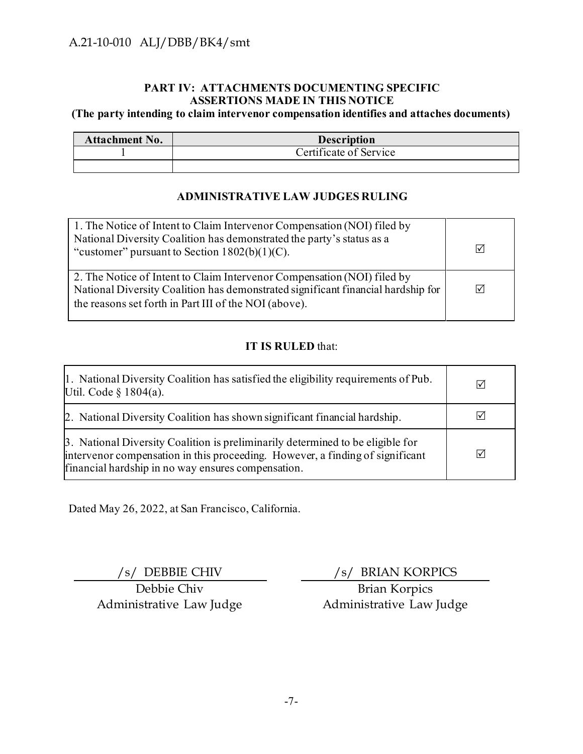**PART IV: ATTACHMENTS DOCUMENTING SPECIFIC ASSERTIONS MADE IN THIS NOTICE**
**(The party intending to claim intervenor compensation identifies and attaches documents)**

| Attachment No. | Description |
|---|---|
| 1 | Certificate of Service |
| | |

**ADMINISTRATIVE LAW JUDGES RULING**

| | |
|---|---|
| 1. The Notice of Intent to Claim Intervenor Compensation (NOI) filed by National Diversity Coalition has demonstrated the party's status as a "customer" pursuant to Section 1802(b)(1)(C). | ☑ |
| 2. The Notice of Intent to Claim Intervenor Compensation (NOI) filed by National Diversity Coalition has demonstrated significant financial hardship for the reasons set forth in Part III of the NOI (above). | ☑ |

**IT IS RULED** that:

| | |
|---|---|
| 1. National Diversity Coalition has satisfied the eligibility requirements of Pub. Util. Code § 1804(a). | ☑ |
| 2. National Diversity Coalition has shown significant financial hardship. | ☑ |
| 3. National Diversity Coalition is preliminarily determined to be eligible for intervenor compensation in this proceeding. However, a finding of significant financial hardship in no way ensures compensation. | ☑ |

Dated May 26, 2022, at San Francisco, California.

/s/ DEBBIE CHIV
Debbie Chiv
Administrative Law Judge

/s/ BRIAN KORPICS
Brian Korpics
Administrative Law Judge